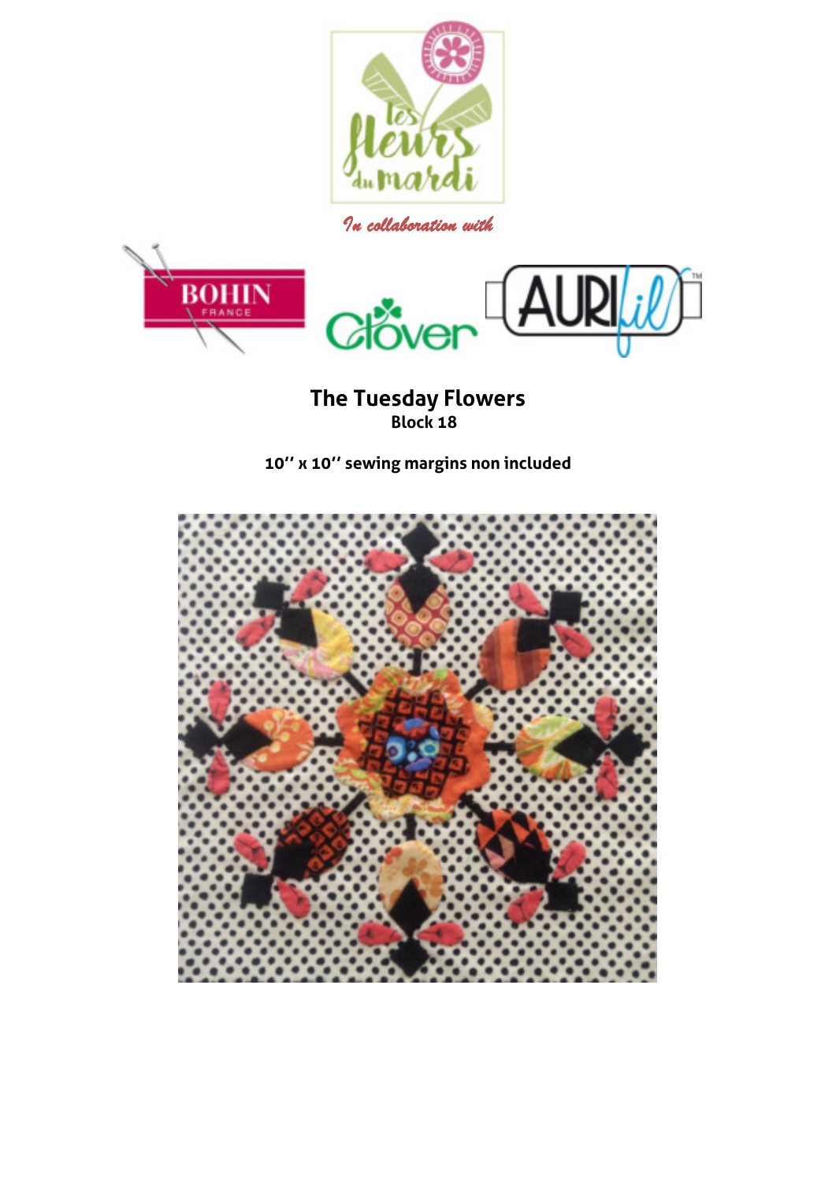In collaboration with

# The Tuesday Flowers

**Block 18**

**10'' x 10'' sewing margins non included**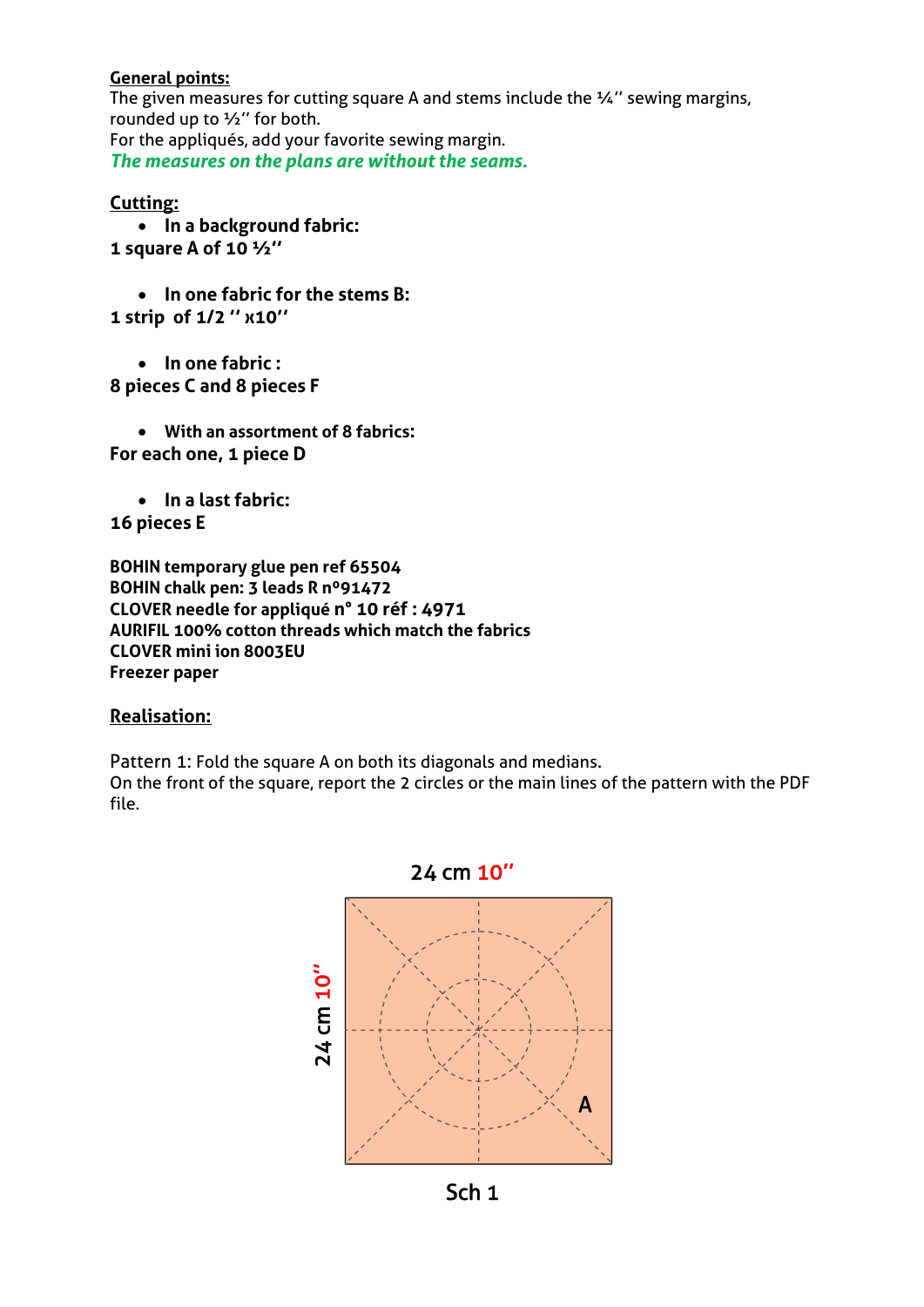**General points:**

The given measures for cutting square A and stems include the ¼'' sewing margins, rounded up to ½'' for both.

For the appliqués, add your favorite sewing margin.

***The measures on the plans are without the seams.***

**Cutting:**

- **In a background fabric:**

**1 square A of 10 ½''**

- **In one fabric for the stems B:**

**1 strip of 1/2 '' x10''**

- **In one fabric :**

**8 pieces C and 8 pieces F**

- **With an assortment of 8 fabrics:**

**For each one, 1 piece D**

- **In a last fabric:**

**16 pieces E**

**BOHIN temporary glue pen ref 65504**
**BOHIN chalk pen: 3 leads R n°91472**
**CLOVER needle for appliqué n° 10 réf : 4971**
**AURIFIL 100% cotton threads which match the fabrics**
**CLOVER mini ion 8003EU**
**Freezer paper**

**Realisation:**

Pattern 1: Fold the square A on both its diagonals and medians.

On the front of the square, report the 2 circles or the main lines of the pattern with the PDF file.

24 cm 10''

24 cm 10''

A

Sch 1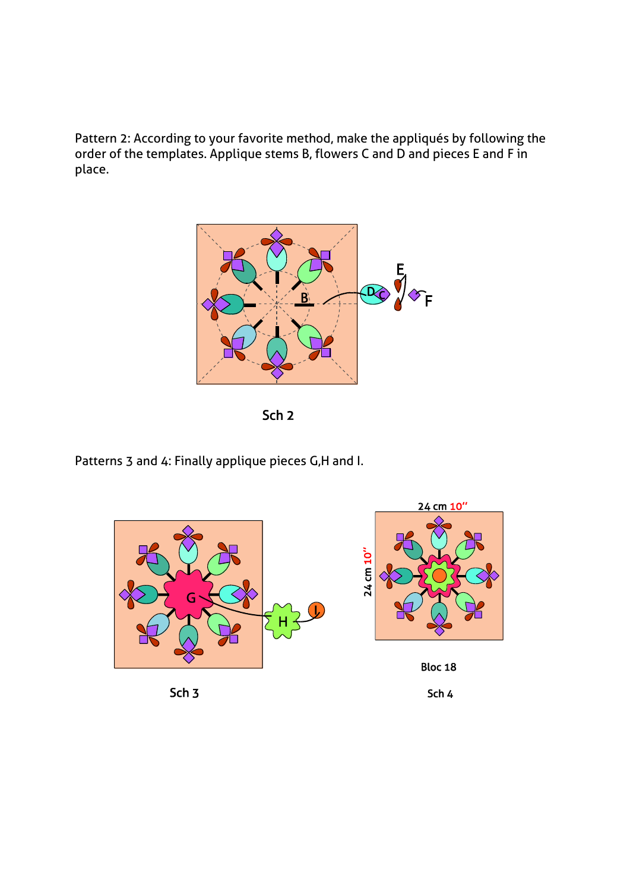Pattern 2: According to your favorite method, make the appliqués by following the order of the templates. Applique stems B, flowers C and D and pieces E and F in place.

B

D C

E

F

Sch 2

Patterns 3 and 4: Finally applique pieces G,H and I.

G

H

I

Sch 3

24 cm 10''

24 cm 10''

Bloc 18

Sch 4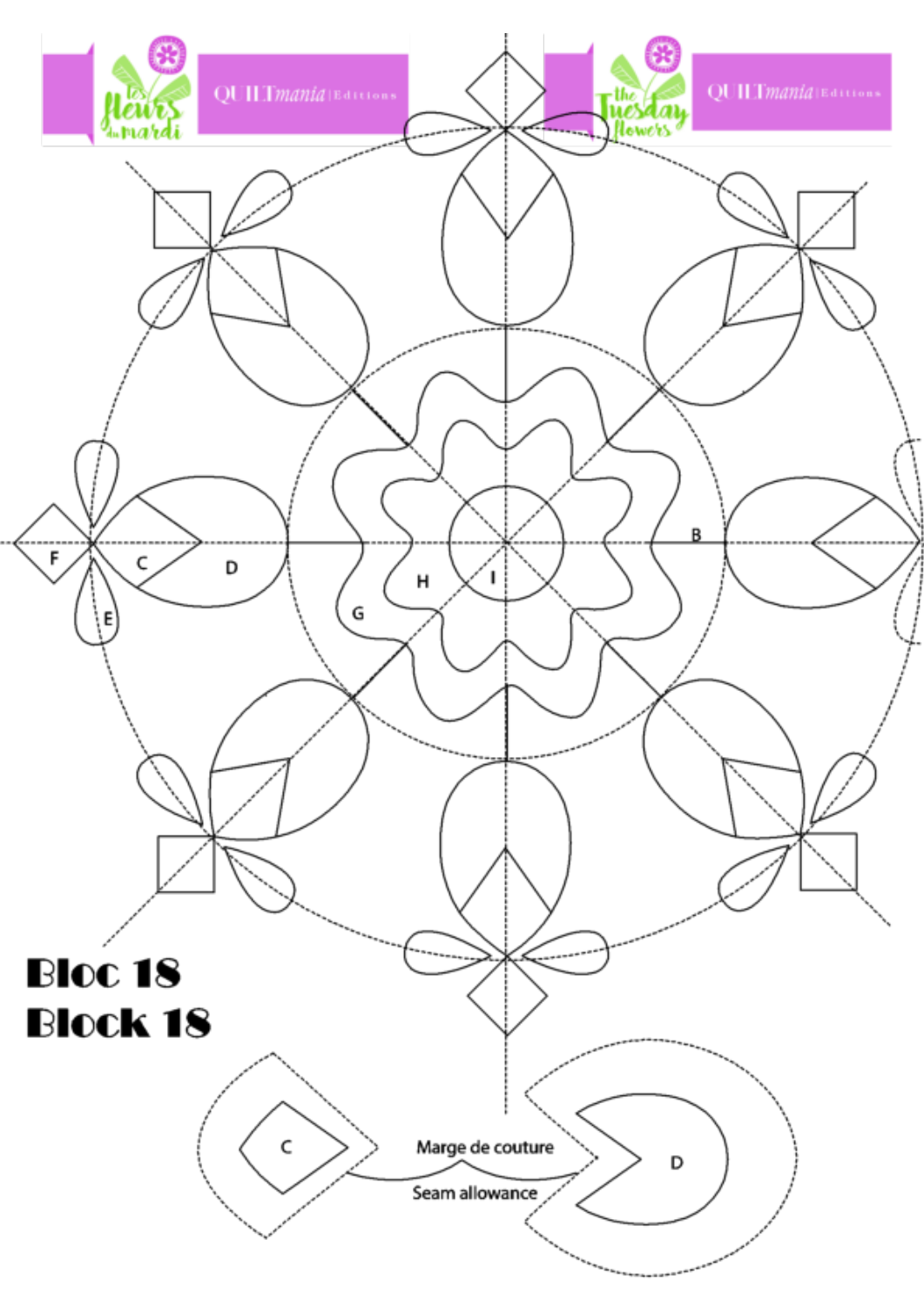# Bloc 18
# Block 18

F

C

D

E

B

G

H

I

Marge de couture

Seam allowance